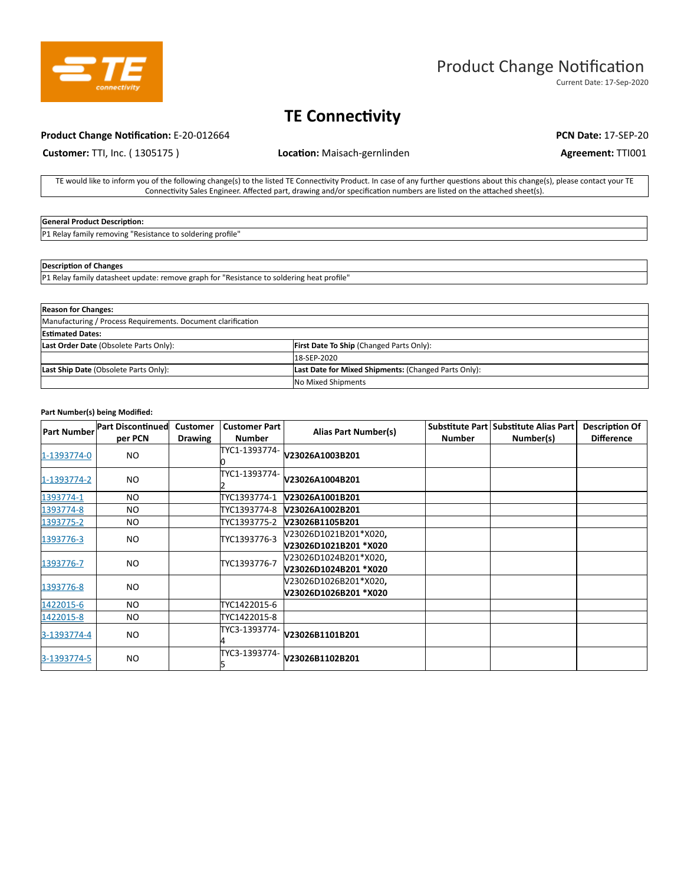# Product Change Notification

Current Date: 17-Sep-2020

## TE Connectivity

**Product Change Notification:** E-20-012664 **PCN Date:** 17-SEP-20

**Customer:** TTI, Inc. ( 1305175 ) **Location:** Maisach-gernlinden **Agreement:** TTI001

TE would like to inform you of the following change(s) to the listed TE Connectivity Product. In case of any further questions about this change(s), please contact your TE Connectivity Sales Engineer. Affected part, drawing and/or specification numbers are listed on the attached sheet(s).

| **General Product Description:** |
|---|
| P1 Relay family removing "Resistance to soldering profile" |

| **Description of Changes** |
|---|
| P1 Relay family datasheet update: remove graph for "Resistance to soldering heat profile" |

| **Reason for Changes:** | |
|---|---|
| Manufacturing / Process Requirements. Document clarification | |
| **Estimated Dates:** | |
| **Last Order Date** (Obsolete Parts Only): | **First Date To Ship** (Changed Parts Only): |
| | 18-SEP-2020 |
| **Last Ship Date** (Obsolete Parts Only): | **Last Date for Mixed Shipments:** (Changed Parts Only): |
| | No Mixed Shipments |

**Part Number(s) being Modified:**

| Part Number | Part Discontinued per PCN | Customer Drawing | Customer Part Number | Alias Part Number(s) | Substitute Part Number | Substitute Alias Part Number(s) | Description Of Difference |
|---|---|---|---|---|---|---|---|
| 1-1393774-0 | NO | | TYC1-1393774-0 | **V23026A1003B201** | | | |
| 1-1393774-2 | NO | | TYC1-1393774-2 | **V23026A1004B201** | | | |
| 1393774-1 | NO | | TYC1393774-1 | **V23026A1001B201** | | | |
| 1393774-8 | NO | | TYC1393774-8 | **V23026A1002B201** | | | |
| 1393775-2 | NO | | TYC1393775-2 | **V23026B1105B201** | | | |
| 1393776-3 | NO | | TYC1393776-3 | V23026D1021B201*X020, **V23026D1021B201 *X020** | | | |
| 1393776-7 | NO | | TYC1393776-7 | V23026D1024B201*X020, **V23026D1024B201 *X020** | | | |
| 1393776-8 | NO | | | V23026D1026B201*X020, **V23026D1026B201 *X020** | | | |
| 1422015-6 | NO | | TYC1422015-6 | | | | |
| 1422015-8 | NO | | TYC1422015-8 | | | | |
| 3-1393774-4 | NO | | TYC3-1393774-4 | **V23026B1101B201** | | | |
| 3-1393774-5 | NO | | TYC3-1393774-5 | **V23026B1102B201** | | | |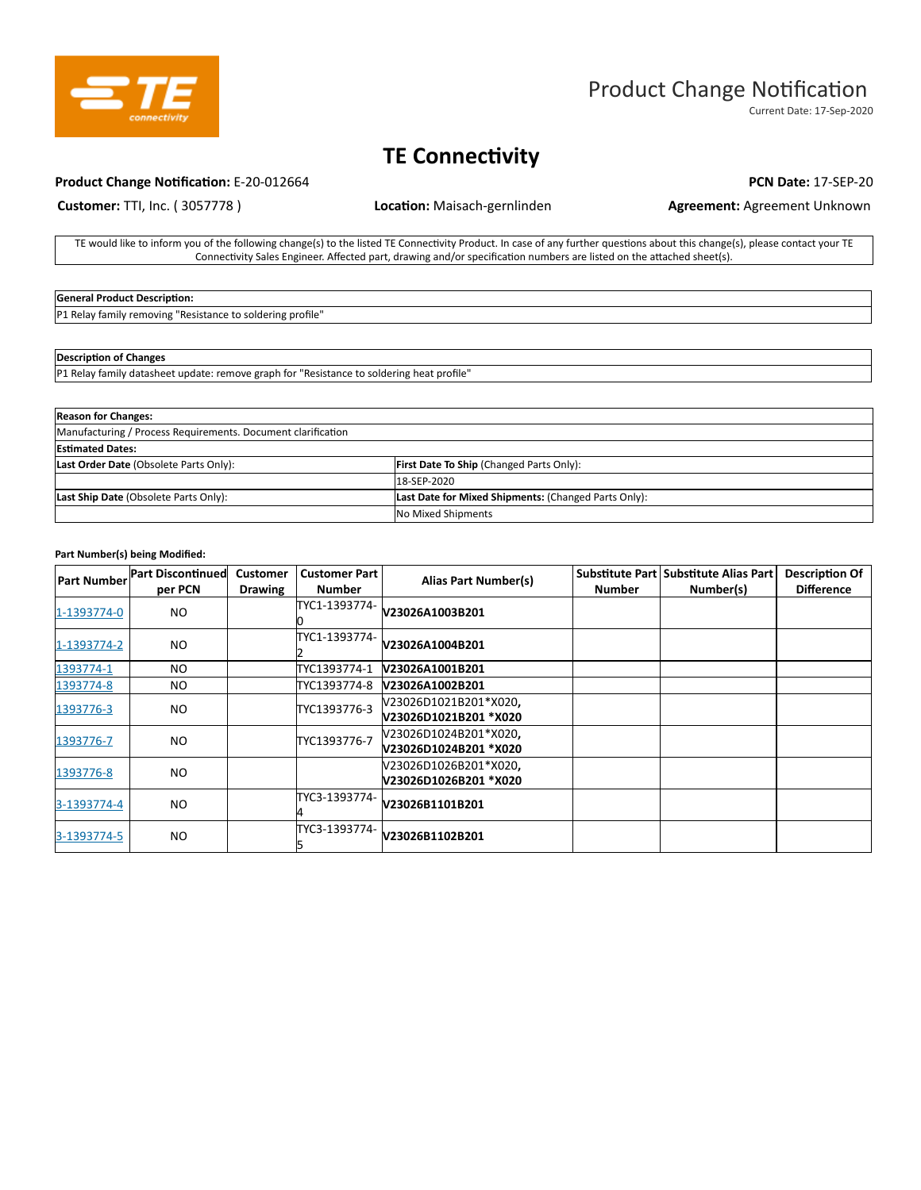# Product Change Notification

Current Date: 17-Sep-2020

## TE Connectivity

**Product Change Notification:** E-20-012664 **PCN Date:** 17-SEP-20

**Customer:** TTI, Inc. ( 3057778 ) **Location:** Maisach-gernlinden **Agreement:** Agreement Unknown

TE would like to inform you of the following change(s) to the listed TE Connectivity Product. In case of any further questions about this change(s), please contact your TE Connectivity Sales Engineer. Affected part, drawing and/or specification numbers are listed on the attached sheet(s).

| **General Product Description:** |
|---|
| P1 Relay family removing "Resistance to soldering profile" |

| **Description of Changes** |
|---|
| P1 Relay family datasheet update: remove graph for "Resistance to soldering heat profile" |

| **Reason for Changes:** | |
|---|---|
| Manufacturing / Process Requirements. Document clarification | |
| **Estimated Dates:** | |
| **Last Order Date** (Obsolete Parts Only): | **First Date To Ship** (Changed Parts Only): |
| | 18-SEP-2020 |
| **Last Ship Date** (Obsolete Parts Only): | **Last Date for Mixed Shipments:** (Changed Parts Only): |
| | No Mixed Shipments |

**Part Number(s) being Modified:**

| Part Number | Part Discontinued per PCN | Customer Drawing | Customer Part Number | Alias Part Number(s) | Substitute Part Number | Substitute Alias Part Number(s) | Description Of Difference |
|---|---|---|---|---|---|---|---|
| 1-1393774-0 | NO | | TYC1-1393774-0 | **V23026A1003B201** | | | |
| 1-1393774-2 | NO | | TYC1-1393774-2 | **V23026A1004B201** | | | |
| 1393774-1 | NO | | TYC1393774-1 | **V23026A1001B201** | | | |
| 1393774-8 | NO | | TYC1393774-8 | **V23026A1002B201** | | | |
| 1393776-3 | NO | | TYC1393776-3 | V23026D1021B201*X020, **V23026D1021B201 *X020** | | | |
| 1393776-7 | NO | | TYC1393776-7 | V23026D1024B201*X020, **V23026D1024B201 *X020** | | | |
| 1393776-8 | NO | | | V23026D1026B201*X020, **V23026D1026B201 *X020** | | | |
| 3-1393774-4 | NO | | TYC3-1393774-4 | **V23026B1101B201** | | | |
| 3-1393774-5 | NO | | TYC3-1393774-5 | **V23026B1102B201** | | | |